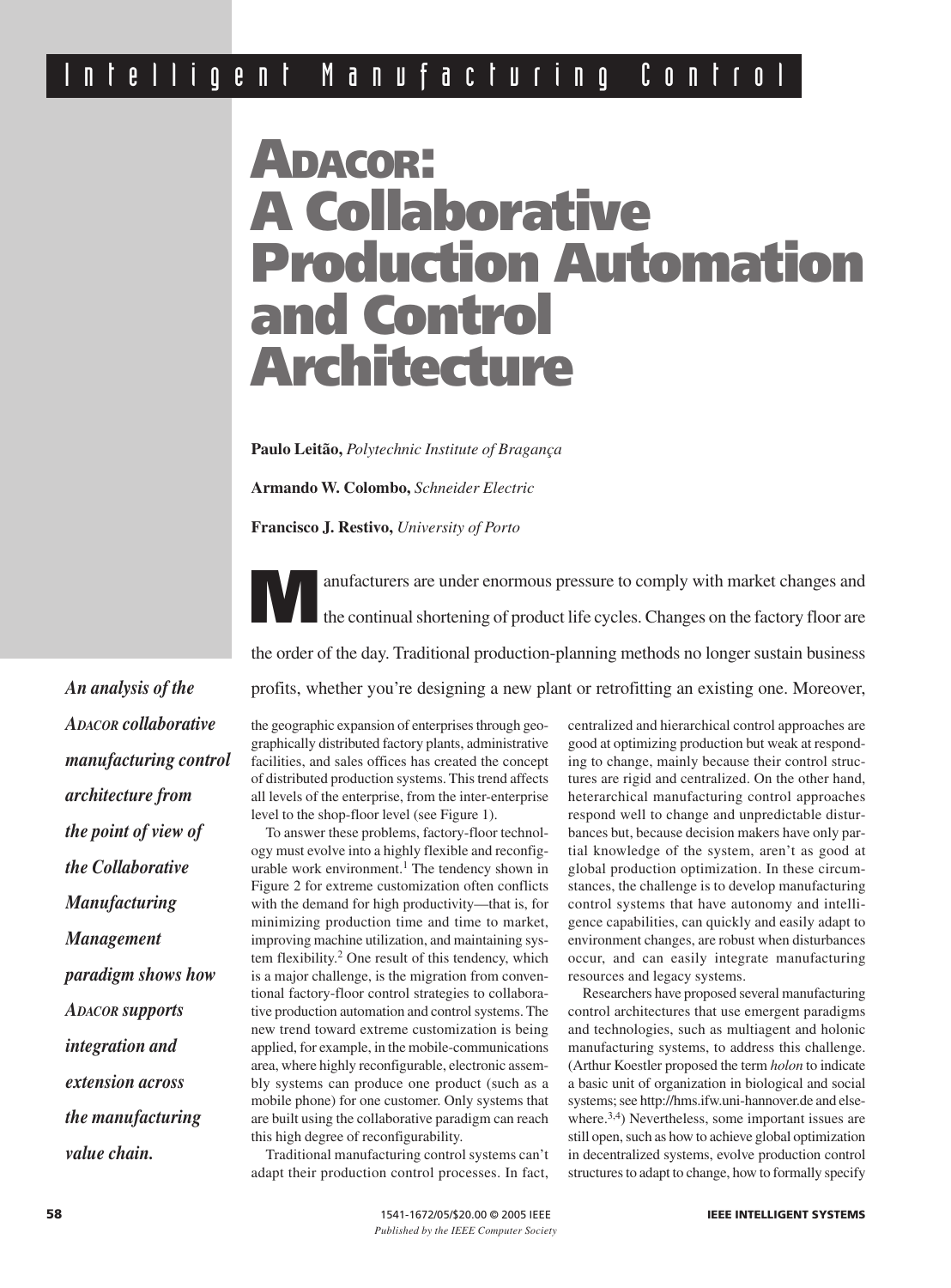# ADACOR: A Collaborative Production Automation and Control Architecture

**Paulo Leitão,** *Polytechnic Institute of Bragança*

**Armando W. Colombo,** *Schneider Electric*

**Francisco J. Restivo,** *University of Porto*

***An analysis of the ADACOR collaborative manufacturing control architecture from the point of view of the Collaborative Manufacturing Management paradigm shows how ADACOR supports integration and extension across the manufacturing value chain.***

Manufacturers are under enormous pressure to comply with market changes and the continual shortening of product life cycles. Changes on the factory floor are the order of the day. Traditional production-planning methods no longer sustain business profits, whether you're designing a new plant or retrofitting an existing one. Moreover, the geographic expansion of enterprises through geographically distributed factory plants, administrative facilities, and sales offices has created the concept of distributed production systems. This trend affects all levels of the enterprise, from the inter-enterprise level to the shop-floor level (see Figure 1).

To answer these problems, factory-floor technology must evolve into a highly flexible and reconfigurable work environment.[1] The tendency shown in Figure 2 for extreme customization often conflicts with the demand for high productivity—that is, for minimizing production time and time to market, improving machine utilization, and maintaining system flexibility.[2] One result of this tendency, which is a major challenge, is the migration from conventional factory-floor control strategies to collaborative production automation and control systems. The new trend toward extreme customization is being applied, for example, in the mobile-communications area, where highly reconfigurable, electronic assembly systems can produce one product (such as a mobile phone) for one customer. Only systems that are built using the collaborative paradigm can reach this high degree of reconfigurability.

Traditional manufacturing control systems can't adapt their production control processes. In fact, centralized and hierarchical control approaches are good at optimizing production but weak at responding to change, mainly because their control structures are rigid and centralized. On the other hand, heterarchical manufacturing control approaches respond well to change and unpredictable disturbances but, because decision makers have only partial knowledge of the system, aren't as good at global production optimization. In these circumstances, the challenge is to develop manufacturing control systems that have autonomy and intelligence capabilities, can quickly and easily adapt to environment changes, are robust when disturbances occur, and can easily integrate manufacturing resources and legacy systems.

Researchers have proposed several manufacturing control architectures that use emergent paradigms and technologies, such as multiagent and holonic manufacturing systems, to address this challenge. (Arthur Koestler proposed the term *holon* to indicate a basic unit of organization in biological and social systems; see http://hms.ifw.uni-hannover.de and elsewhere.[3,4]) Nevertheless, some important issues are still open, such as how to achieve global optimization in decentralized systems, evolve production control structures to adapt to change, how to formally specify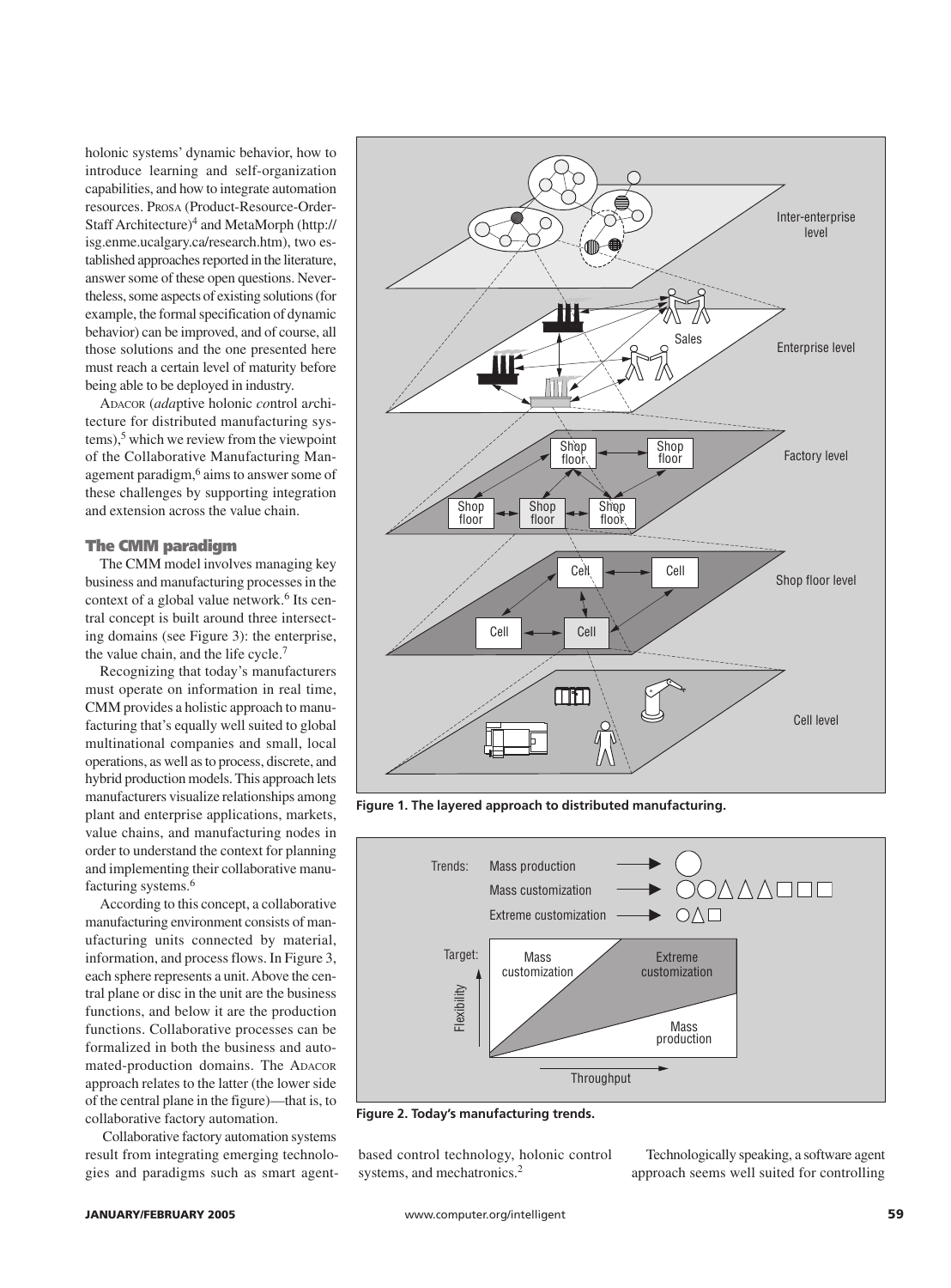holonic systems' dynamic behavior, how to introduce learning and self-organization capabilities, and how to integrate automation resources. PROSA (Product-Resource-Order-Staff Architecture)[4] and MetaMorph (http://isg.enme.ucalgary.ca/research.htm), two established approaches reported in the literature, answer some of these open questions. Nevertheless, some aspects of existing solutions (for example, the formal specification of dynamic behavior) can be improved, and of course, all those solutions and the one presented here must reach a certain level of maturity before being able to be deployed in industry.

ADACOR (*ada*ptive holonic *co*ntrol *ar*chitecture for distributed manufacturing systems),[5] which we review from the viewpoint of the Collaborative Manufacturing Management paradigm,[6] aims to answer some of these challenges by supporting integration and extension across the value chain.

## The CMM paradigm

The CMM model involves managing key business and manufacturing processes in the context of a global value network.[6] Its central concept is built around three intersecting domains (see Figure 3): the enterprise, the value chain, and the life cycle.[7]

Recognizing that today's manufacturers must operate on information in real time, CMM provides a holistic approach to manufacturing that's equally well suited to global multinational companies and small, local operations, as well as to process, discrete, and hybrid production models. This approach lets manufacturers visualize relationships among plant and enterprise applications, markets, value chains, and manufacturing nodes in order to understand the context for planning and implementing their collaborative manufacturing systems.[6]

According to this concept, a collaborative manufacturing environment consists of manufacturing units connected by material, information, and process flows. In Figure 3, each sphere represents a unit. Above the central plane or disc in the unit are the business functions, and below it are the production functions. Collaborative processes can be formalized in both the business and automated-production domains. The ADACOR approach relates to the latter (the lower side of the central plane in the figure)—that is, to collaborative factory automation.

Collaborative factory automation systems result from integrating emerging technologies and paradigms such as smart agent-based control technology, holonic control systems, and mechatronics.[2]

Technologically speaking, a software agent approach seems well suited for controlling

**Figure 1. The layered approach to distributed manufacturing.**

**Figure 2. Today's manufacturing trends.**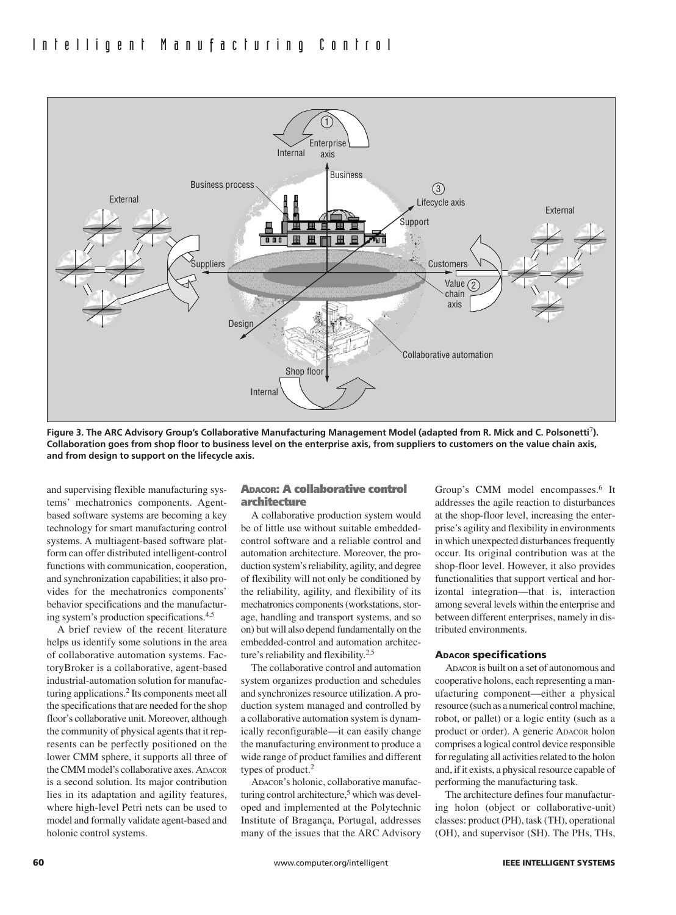Internal

Enterprise axis

Business

Business process

External

Lifecycle axis

Support

External

Suppliers

Customers

Value chain axis

Design

Collaborative automation

Shop floor

Internal

**Figure 3. The ARC Advisory Group's Collaborative Manufacturing Management Model (adapted from R. Mick and C. Polsonetti[7]). Collaboration goes from shop floor to business level on the enterprise axis, from suppliers to customers on the value chain axis, and from design to support on the lifecycle axis.**

and supervising flexible manufacturing systems' mechatronics components. Agent-based software systems are becoming a key technology for smart manufacturing control systems. A multiagent-based software platform can offer distributed intelligent-control functions with communication, cooperation, and synchronization capabilities; it also provides for the mechatronics components' behavior specifications and the manufacturing system's production specifications.[4,5]

A brief review of the recent literature helps us identify some solutions in the area of collaborative automation systems. FactoryBroker is a collaborative, agent-based industrial-automation solution for manufacturing applications.[2] Its components meet all the specifications that are needed for the shop floor's collaborative unit. Moreover, although the community of physical agents that it represents can be perfectly positioned on the lower CMM sphere, it supports all three of the CMM model's collaborative axes. ADACOR is a second solution. Its major contribution lies in its adaptation and agility features, where high-level Petri nets can be used to model and formally validate agent-based and holonic control systems.

## ADACOR: A collaborative control architecture

A collaborative production system would be of little use without suitable embedded-control software and a reliable control and automation architecture. Moreover, the production system's reliability, agility, and degree of flexibility will not only be conditioned by the reliability, agility, and flexibility of its mechatronics components (workstations, storage, handling and transport systems, and so on) but will also depend fundamentally on the embedded-control and automation architecture's reliability and flexibility.[2,5]

The collaborative control and automation system organizes production and schedules and synchronizes resource utilization. A production system managed and controlled by a collaborative automation system is dynamically reconfigurable—it can easily change the manufacturing environment to produce a wide range of product families and different types of product.[2]

ADACOR's holonic, collaborative manufacturing control architecture,[5] which was developed and implemented at the Polytechnic Institute of Bragança, Portugal, addresses many of the issues that the ARC Advisory Group's CMM model encompasses.[6] It addresses the agile reaction to disturbances at the shop-floor level, increasing the enterprise's agility and flexibility in environments in which unexpected disturbances frequently occur. Its original contribution was at the shop-floor level. However, it also provides functionalities that support vertical and horizontal integration—that is, interaction among several levels within the enterprise and between different enterprises, namely in distributed environments.

### ADACOR specifications

ADACOR is built on a set of autonomous and cooperative holons, each representing a manufacturing component—either a physical resource (such as a numerical control machine, robot, or pallet) or a logic entity (such as a product or order). A generic ADACOR holon comprises a logical control device responsible for regulating all activities related to the holon and, if it exists, a physical resource capable of performing the manufacturing task.

The architecture defines four manufacturing holon (object or collaborative-unit) classes: product (PH), task (TH), operational (OH), and supervisor (SH). The PHs, THs,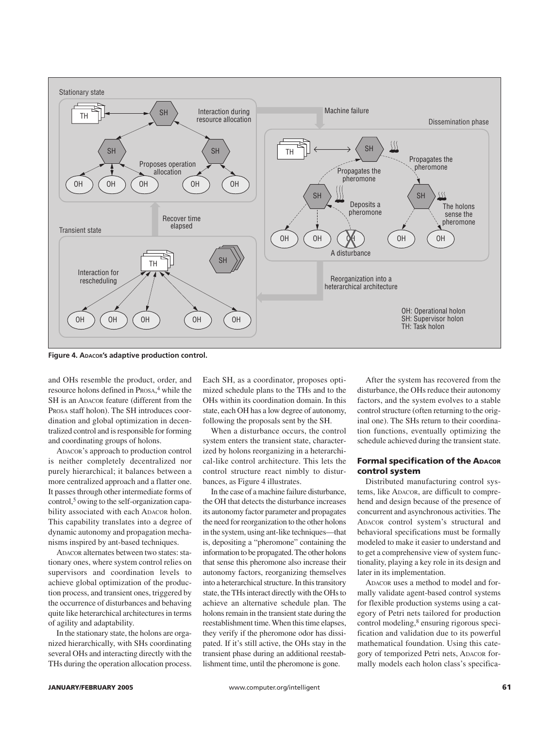Figure 4. ADACOR's adaptive production control.

and OHs resemble the product, order, and resource holons defined in PROSA,[4] while the SH is an ADACOR feature (different from the PROSA staff holon). The SH introduces coordination and global optimization in decentralized control and is responsible for forming and coordinating groups of holons.

ADACOR's approach to production control is neither completely decentralized nor purely hierarchical; it balances between a more centralized approach and a flatter one. It passes through other intermediate forms of control,[5] owing to the self-organization capability associated with each ADACOR holon. This capability translates into a degree of dynamic autonomy and propagation mechanisms inspired by ant-based techniques.

ADACOR alternates between two states: stationary ones, where system control relies on supervisors and coordination levels to achieve global optimization of the production process, and transient ones, triggered by the occurrence of disturbances and behaving quite like heterarchical architectures in terms of agility and adaptability.

In the stationary state, the holons are organized hierarchically, with SHs coordinating several OHs and interacting directly with the THs during the operation allocation process. Each SH, as a coordinator, proposes optimized schedule plans to the THs and to the OHs within its coordination domain. In this state, each OH has a low degree of autonomy, following the proposals sent by the SH.

When a disturbance occurs, the control system enters the transient state, characterized by holons reorganizing in a heterarchical-like control architecture. This lets the control structure react nimbly to disturbances, as Figure 4 illustrates.

In the case of a machine failure disturbance, the OH that detects the disturbance increases its autonomy factor parameter and propagates the need for reorganization to the other holons in the system, using ant-like techniques—that is, depositing a "pheromone" containing the information to be propagated. The other holons that sense this pheromone also increase their autonomy factors, reorganizing themselves into a heterarchical structure. In this transitory state, the THs interact directly with the OHs to achieve an alternative schedule plan. The holons remain in the transient state during the reestablishment time. When this time elapses, they verify if the pheromone odor has dissipated. If it's still active, the OHs stay in the transient phase during an additional reestablishment time, until the pheromone is gone.

After the system has recovered from the disturbance, the OHs reduce their autonomy factors, and the system evolves to a stable control structure (often returning to the original one). The SHs return to their coordination functions, eventually optimizing the schedule achieved during the transient state.

## Formal specification of the ADACOR control system

Distributed manufacturing control systems, like ADACOR, are difficult to comprehend and design because of the presence of concurrent and asynchronous activities. The ADACOR control system's structural and behavioral specifications must be formally modeled to make it easier to understand and to get a comprehensive view of system functionality, playing a key role in its design and later in its implementation.

ADACOR uses a method to model and formally validate agent-based control systems for flexible production systems using a category of Petri nets tailored for production control modeling,[8] ensuring rigorous specification and validation due to its powerful mathematical foundation. Using this category of temporized Petri nets, ADACOR formally models each holon class's specifica-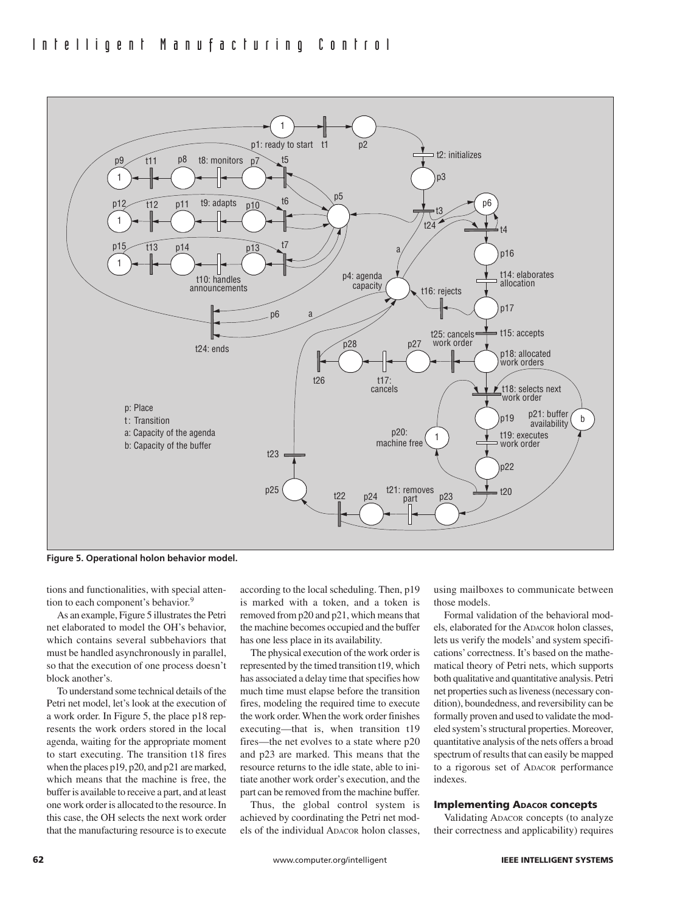**Figure 5. Operational holon behavior model.**

tions and functionalities, with special attention to each component's behavior.[9]

As an example, Figure 5 illustrates the Petri net elaborated to model the OH's behavior, which contains several subbehaviors that must be handled asynchronously in parallel, so that the execution of one process doesn't block another's.

To understand some technical details of the Petri net model, let's look at the execution of a work order. In Figure 5, the place p18 represents the work orders stored in the local agenda, waiting for the appropriate moment to start executing. The transition t18 fires when the places p19, p20, and p21 are marked, which means that the machine is free, the buffer is available to receive a part, and at least one work order is allocated to the resource. In this case, the OH selects the next work order that the manufacturing resource is to execute according to the local scheduling. Then, p19 is marked with a token, and a token is removed from p20 and p21, which means that the machine becomes occupied and the buffer has one less place in its availability.

The physical execution of the work order is represented by the timed transition t19, which has associated a delay time that specifies how much time must elapse before the transition fires, modeling the required time to execute the work order. When the work order finishes executing—that is, when transition t19 fires—the net evolves to a state where p20 and p23 are marked. This means that the resource returns to the idle state, able to initiate another work order's execution, and the part can be removed from the machine buffer.

Thus, the global control system is achieved by coordinating the Petri net models of the individual ADACOR holon classes, using mailboxes to communicate between those models.

Formal validation of the behavioral models, elaborated for the ADACOR holon classes, lets us verify the models' and system specifications' correctness. It's based on the mathematical theory of Petri nets, which supports both qualitative and quantitative analysis. Petri net properties such as liveness (necessary condition), boundedness, and reversibility can be formally proven and used to validate the modeled system's structural properties. Moreover, quantitative analysis of the nets offers a broad spectrum of results that can easily be mapped to a rigorous set of ADACOR performance indexes.

## Implementing ADACOR concepts

Validating ADACOR concepts (to analyze their correctness and applicability) requires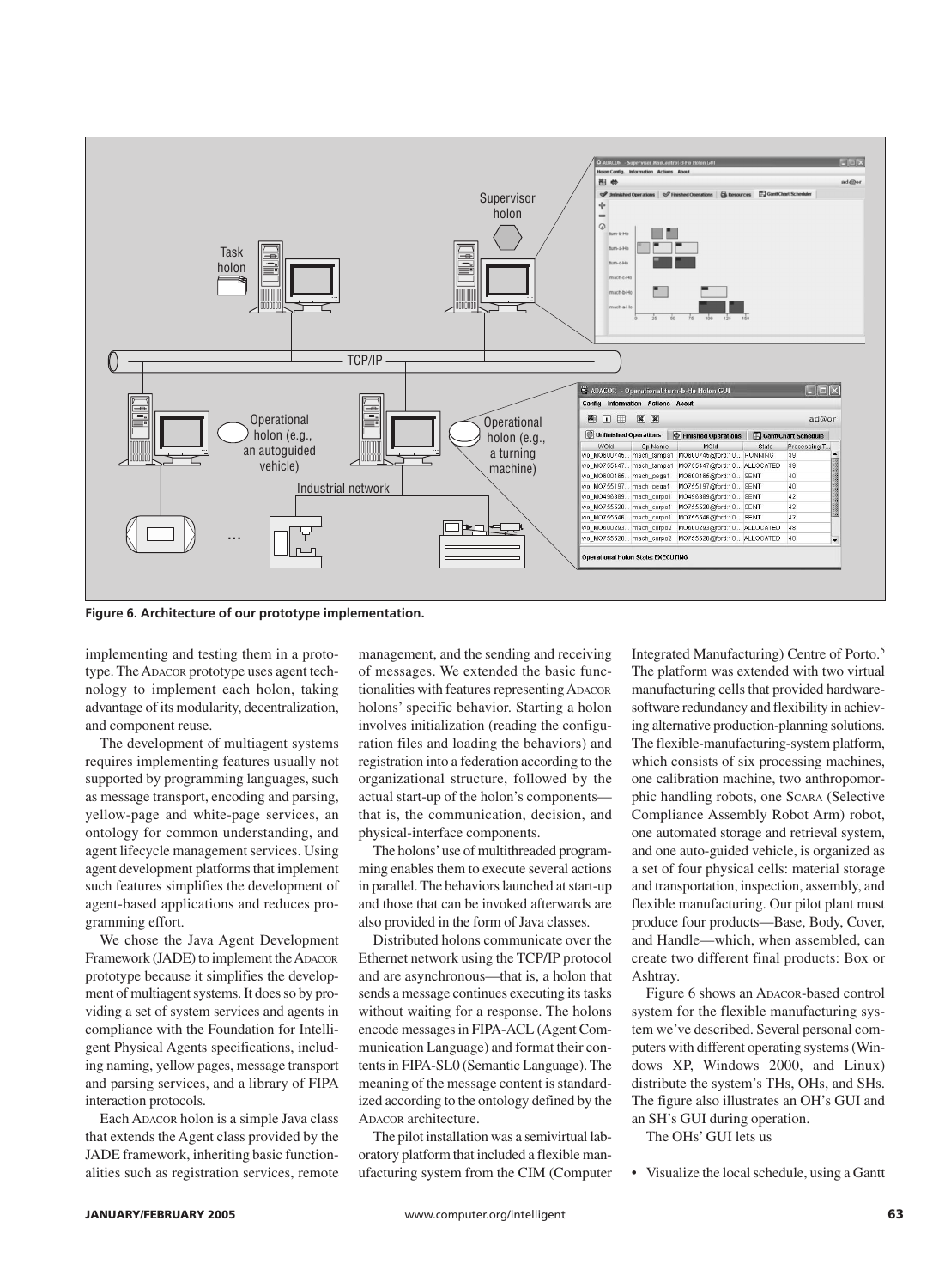Figure 6. Architecture of our prototype implementation.

implementing and testing them in a prototype. The ADACOR prototype uses agent technology to implement each holon, taking advantage of its modularity, decentralization, and component reuse.

The development of multiagent systems requires implementing features usually not supported by programming languages, such as message transport, encoding and parsing, yellow-page and white-page services, an ontology for common understanding, and agent lifecycle management services. Using agent development platforms that implement such features simplifies the development of agent-based applications and reduces programming effort.

We chose the Java Agent Development Framework (JADE) to implement the ADACOR prototype because it simplifies the development of multiagent systems. It does so by providing a set of system services and agents in compliance with the Foundation for Intelligent Physical Agents specifications, including naming, yellow pages, message transport and parsing services, and a library of FIPA interaction protocols.

Each ADACOR holon is a simple Java class that extends the Agent class provided by the JADE framework, inheriting basic functionalities such as registration services, remote management, and the sending and receiving of messages. We extended the basic functionalities with features representing ADACOR holons' specific behavior. Starting a holon involves initialization (reading the configuration files and loading the behaviors) and registration into a federation according to the organizational structure, followed by the actual start-up of the holon's components—that is, the communication, decision, and physical-interface components.

The holons' use of multithreaded programming enables them to execute several actions in parallel. The behaviors launched at start-up and those that can be invoked afterwards are also provided in the form of Java classes.

Distributed holons communicate over the Ethernet network using the TCP/IP protocol and are asynchronous—that is, a holon that sends a message continues executing its tasks without waiting for a response. The holons encode messages in FIPA-ACL (Agent Communication Language) and format their contents in FIPA-SL0 (Semantic Language). The meaning of the message content is standardized according to the ontology defined by the ADACOR architecture.

The pilot installation was a semivirtual laboratory platform that included a flexible manufacturing system from the CIM (Computer Integrated Manufacturing) Centre of Porto.[5] The platform was extended with two virtual manufacturing cells that provided hardware-software redundancy and flexibility in achieving alternative production-planning solutions. The flexible-manufacturing-system platform, which consists of six processing machines, one calibration machine, two anthropomorphic handling robots, one SCARA (Selective Compliance Assembly Robot Arm) robot, one automated storage and retrieval system, and one auto-guided vehicle, is organized as a set of four physical cells: material storage and transportation, inspection, assembly, and flexible manufacturing. Our pilot plant must produce four products—Base, Body, Cover, and Handle—which, when assembled, can create two different final products: Box or Ashtray.

Figure 6 shows an ADACOR-based control system for the flexible manufacturing system we've described. Several personal computers with different operating systems (Windows XP, Windows 2000, and Linux) distribute the system's THs, OHs, and SHs. The figure also illustrates an OH's GUI and an SH's GUI during operation.

The OHs' GUI lets us

- Visualize the local schedule, using a Gantt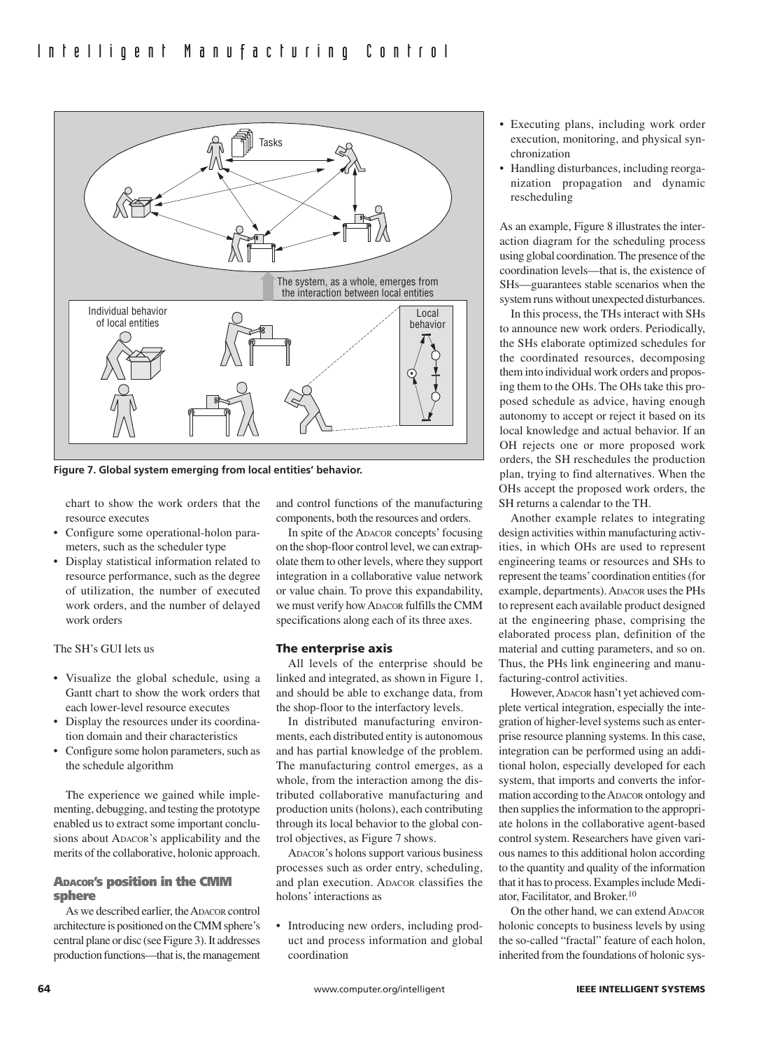Figure 7. Global system emerging from local entities' behavior.

chart to show the work orders that the resource executes

- Configure some operational-holon parameters, such as the scheduler type
- Display statistical information related to resource performance, such as the degree of utilization, the number of executed work orders, and the number of delayed work orders

The SH's GUI lets us

- Visualize the global schedule, using a Gantt chart to show the work orders that each lower-level resource executes
- Display the resources under its coordination domain and their characteristics
- Configure some holon parameters, such as the schedule algorithm

The experience we gained while implementing, debugging, and testing the prototype enabled us to extract some important conclusions about ADACOR's applicability and the merits of the collaborative, holonic approach.

### ADACOR's position in the CMM sphere

As we described earlier, the ADACOR control architecture is positioned on the CMM sphere's central plane or disc (see Figure 3). It addresses production functions—that is, the management and control functions of the manufacturing components, both the resources and orders.

In spite of the ADACOR concepts' focusing on the shop-floor control level, we can extrapolate them to other levels, where they support integration in a collaborative value network or value chain. To prove this expandability, we must verify how ADACOR fulfills the CMM specifications along each of its three axes.

#### The enterprise axis

All levels of the enterprise should be linked and integrated, as shown in Figure 1, and should be able to exchange data, from the shop-floor to the interfactory levels.

In distributed manufacturing environments, each distributed entity is autonomous and has partial knowledge of the problem. The manufacturing control emerges, as a whole, from the interaction among the distributed collaborative manufacturing and production units (holons), each contributing through its local behavior to the global control objectives, as Figure 7 shows.

ADACOR's holons support various business processes such as order entry, scheduling, and plan execution. ADACOR classifies the holons' interactions as

- Introducing new orders, including product and process information and global coordination
- Executing plans, including work order execution, monitoring, and physical synchronization
- Handling disturbances, including reorganization propagation and dynamic rescheduling

As an example, Figure 8 illustrates the interaction diagram for the scheduling process using global coordination. The presence of the coordination levels—that is, the existence of SHs—guarantees stable scenarios when the system runs without unexpected disturbances.

In this process, the THs interact with SHs to announce new work orders. Periodically, the SHs elaborate optimized schedules for the coordinated resources, decomposing them into individual work orders and proposing them to the OHs. The OHs take this proposed schedule as advice, having enough autonomy to accept or reject it based on its local knowledge and actual behavior. If an OH rejects one or more proposed work orders, the SH reschedules the production plan, trying to find alternatives. When the OHs accept the proposed work orders, the SH returns a calendar to the TH.

Another example relates to integrating design activities within manufacturing activities, in which OHs are used to represent engineering teams or resources and SHs to represent the teams' coordination entities (for example, departments). ADACOR uses the PHs to represent each available product designed at the engineering phase, comprising the elaborated process plan, definition of the material and cutting parameters, and so on. Thus, the PHs link engineering and manufacturing-control activities.

However, ADACOR hasn't yet achieved complete vertical integration, especially the integration of higher-level systems such as enterprise resource planning systems. In this case, integration can be performed using an additional holon, especially developed for each system, that imports and converts the information according to the ADACOR ontology and then supplies the information to the appropriate holons in the collaborative agent-based control system. Researchers have given various names to this additional holon according to the quantity and quality of the information that it has to process. Examples include Mediator, Facilitator, and Broker.[10]

On the other hand, we can extend ADACOR holonic concepts to business levels by using the so-called "fractal" feature of each holon, inherited from the foundations of holonic sys-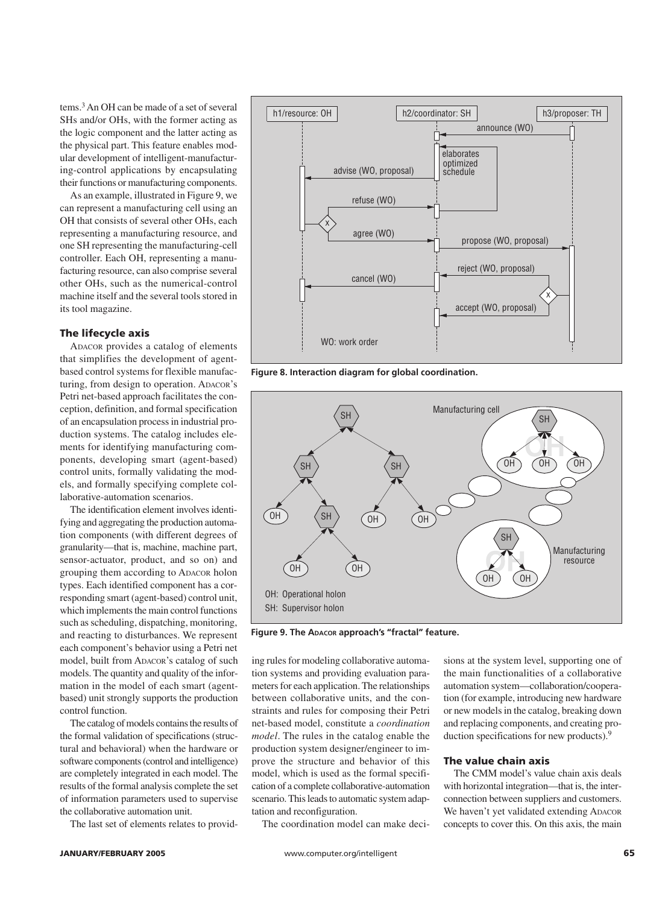tems.[3] An OH can be made of a set of several SHs and/or OHs, with the former acting as the logic component and the latter acting as the physical part. This feature enables modular development of intelligent-manufacturing-control applications by encapsulating their functions or manufacturing components.

As an example, illustrated in Figure 9, we can represent a manufacturing cell using an OH that consists of several other OHs, each representing a manufacturing resource, and one SH representing the manufacturing-cell controller. Each OH, representing a manufacturing resource, can also comprise several other OHs, such as the numerical-control machine itself and the several tools stored in its tool magazine.

### The lifecycle axis

ADACOR provides a catalog of elements that simplifies the development of agent-based control systems for flexible manufacturing, from design to operation. ADACOR's Petri net-based approach facilitates the conception, definition, and formal specification of an encapsulation process in industrial production systems. The catalog includes elements for identifying manufacturing components, developing smart (agent-based) control units, formally validating the models, and formally specifying complete collaborative-automation scenarios.

The identification element involves identifying and aggregating the production automation components (with different degrees of granularity—that is, machine, machine part, sensor-actuator, product, and so on) and grouping them according to ADACOR holon types. Each identified component has a corresponding smart (agent-based) control unit, which implements the main control functions such as scheduling, dispatching, monitoring, and reacting to disturbances. We represent each component's behavior using a Petri net model, built from ADACOR's catalog of such models. The quantity and quality of the information in the model of each smart (agent-based) unit strongly supports the production control function.

The catalog of models contains the results of the formal validation of specifications (structural and behavioral) when the hardware or software components (control and intelligence) are completely integrated in each model. The results of the formal analysis complete the set of information parameters used to supervise the collaborative automation unit.

The last set of elements relates to providing rules for modeling collaborative automation systems and providing evaluation parameters for each application. The relationships between collaborative units, and the constraints and rules for composing their Petri net-based model, constitute a *coordination model*. The rules in the catalog enable the production system designer/engineer to improve the structure and behavior of this model, which is used as the formal specification of a complete collaborative-automation scenario. This leads to automatic system adaptation and reconfiguration.

The coordination model can make decisions at the system level, supporting one of the main functionalities of a collaborative automation system—collaboration/cooperation (for example, introducing new hardware or new models in the catalog, breaking down and replacing components, and creating production specifications for new products).[9]

### The value chain axis

The CMM model's value chain axis deals with horizontal integration—that is, the interconnection between suppliers and customers. We haven't yet validated extending ADACOR concepts to cover this. On this axis, the main

**Figure 8. Interaction diagram for global coordination.**

**Figure 9. The ADACOR approach's "fractal" feature.**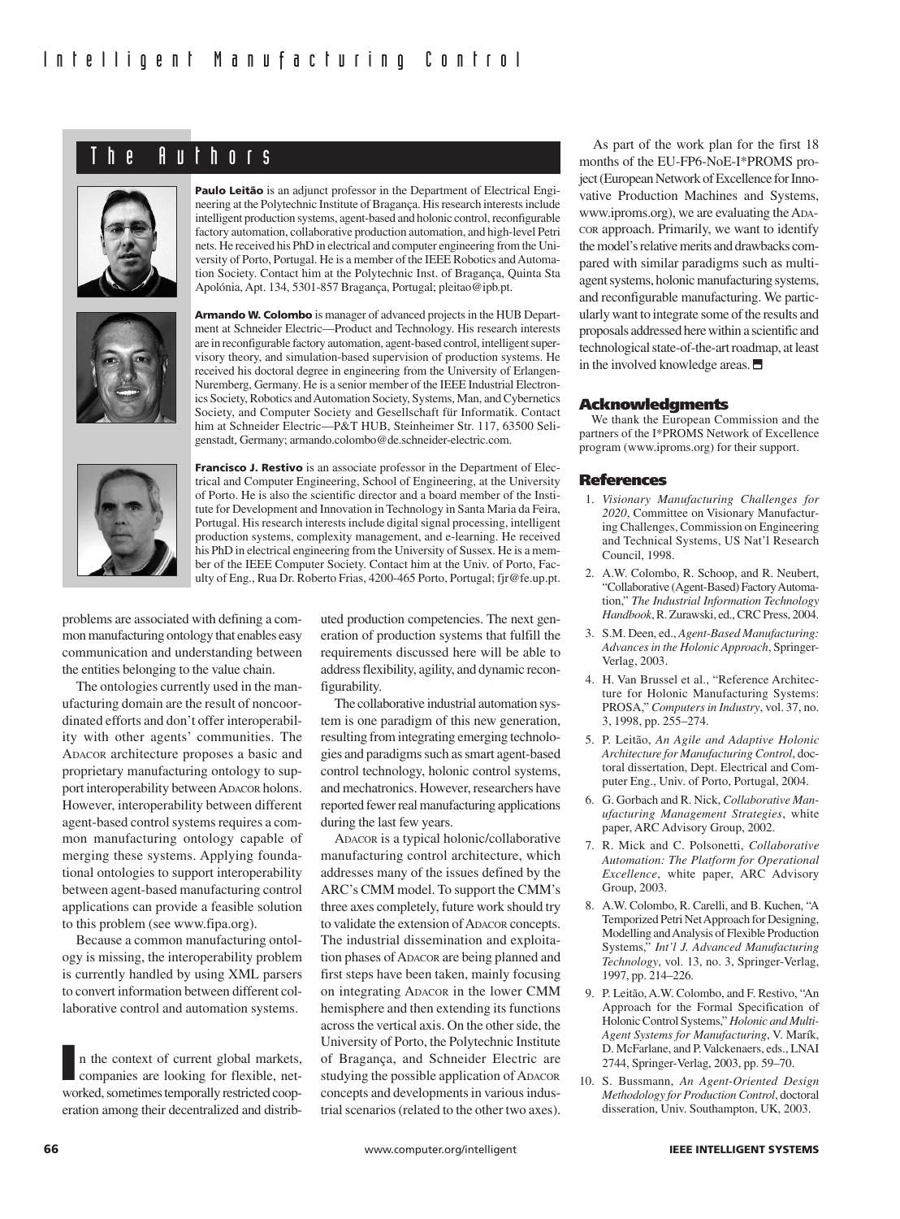## The Authors

**Paulo Leitão** is an adjunct professor in the Department of Electrical Engineering at the Polytechnic Institute of Bragança. His research interests include intelligent production systems, agent-based and holonic control, reconfigurable factory automation, collaborative production automation, and high-level Petri nets. He received his PhD in electrical and computer engineering from the University of Porto, Portugal. He is a member of the IEEE Robotics and Automation Society. Contact him at the Polytechnic Inst. of Bragança, Quinta Sta Apolónia, Apt. 134, 5301-857 Bragança, Portugal; pleitao@ipb.pt.

**Armando W. Colombo** is manager of advanced projects in the HUB Department at Schneider Electric—Product and Technology. His research interests are in reconfigurable factory automation, agent-based control, intelligent supervisory theory, and simulation-based supervision of production systems. He received his doctoral degree in engineering from the University of Erlangen-Nuremberg, Germany. He is a senior member of the IEEE Industrial Electronics Society, Robotics and Automation Society, Systems, Man, and Cybernetics Society, and Computer Society and Gesellschaft für Informatik. Contact him at Schneider Electric—P&T HUB, Steinheimer Str. 117, 63500 Seligenstadt, Germany; armando.colombo@de.schneider-electric.com.

**Francisco J. Restivo** is an associate professor in the Department of Electrical and Computer Engineering, School of Engineering, at the University of Porto. He is also the scientific director and a board member of the Institute for Development and Innovation in Technology in Santa Maria da Feira, Portugal. His research interests include digital signal processing, intelligent production systems, complexity management, and e-learning. He received his PhD in electrical engineering from the University of Sussex. He is a member of the IEEE Computer Society. Contact him at the Univ. of Porto, Faculty of Eng., Rua Dr. Roberto Frias, 4200-465 Porto, Portugal; fjr@fe.up.pt.

problems are associated with defining a common manufacturing ontology that enables easy communication and understanding between the entities belonging to the value chain.

The ontologies currently used in the manufacturing domain are the result of noncoordinated efforts and don't offer interoperability with other agents' communities. The ADACOR architecture proposes a basic and proprietary manufacturing ontology to support interoperability between ADACOR holons. However, interoperability between different agent-based control systems requires a common manufacturing ontology capable of merging these systems. Applying foundational ontologies to support interoperability between agent-based manufacturing control applications can provide a feasible solution to this problem (see www.fipa.org).

Because a common manufacturing ontology is missing, the interoperability problem is currently handled by using XML parsers to convert information between different collaborative control and automation systems.

In the context of current global markets, companies are looking for flexible, networked, sometimes temporally restricted cooperation among their decentralized and distributed production competencies. The next generation of production systems that fulfill the requirements discussed here will be able to address flexibility, agility, and dynamic reconfigurability.

The collaborative industrial automation system is one paradigm of this new generation, resulting from integrating emerging technologies and paradigms such as smart agent-based control technology, holonic control systems, and mechatronics. However, researchers have reported fewer real manufacturing applications during the last few years.

ADACOR is a typical holonic/collaborative manufacturing control architecture, which addresses many of the issues defined by the ARC's CMM model. To support the CMM's three axes completely, future work should try to validate the extension of ADACOR concepts. The industrial dissemination and exploitation phases of ADACOR are being planned and first steps have been taken, mainly focusing on integrating ADACOR in the lower CMM hemisphere and then extending its functions across the vertical axis. On the other side, the University of Porto, the Polytechnic Institute of Bragança, and Schneider Electric are studying the possible application of ADACOR concepts and developments in various industrial scenarios (related to the other two axes).

As part of the work plan for the first 18 months of the EU-FP6-NoE-I*PROMS project (European Network of Excellence for Innovative Production Machines and Systems, www.iproms.org), we are evaluating the ADACOR approach. Primarily, we want to identify the model's relative merits and drawbacks compared with similar paradigms such as multiagent systems, holonic manufacturing systems, and reconfigurable manufacturing. We particularly want to integrate some of the results and proposals addressed here within a scientific and technological state-of-the-art roadmap, at least in the involved knowledge areas.

## Acknowledgments

We thank the European Commission and the partners of the I*PROMS Network of Excellence program (www.iproms.org) for their support.

## References

1. *Visionary Manufacturing Challenges for 2020*, Committee on Visionary Manufacturing Challenges, Commission on Engineering and Technical Systems, US Nat'l Research Council, 1998.
2. A.W. Colombo, R. Schoop, and R. Neubert, "Collaborative (Agent-Based) Factory Automation," *The Industrial Information Technology Handbook*, R. Zurawski, ed., CRC Press, 2004.
3. S.M. Deen, ed., *Agent-Based Manufacturing: Advances in the Holonic Approach*, Springer-Verlag, 2003.
4. H. Van Brussel et al., "Reference Architecture for Holonic Manufacturing Systems: PROSA," *Computers in Industry*, vol. 37, no. 3, 1998, pp. 255–274.
5. P. Leitão, *An Agile and Adaptive Holonic Architecture for Manufacturing Control*, doctoral dissertation, Dept. Electrical and Computer Eng., Univ. of Porto, Portugal, 2004.
6. G. Gorbach and R. Nick, *Collaborative Manufacturing Management Strategies*, white paper, ARC Advisory Group, 2002.
7. R. Mick and C. Polsonetti, *Collaborative Automation: The Platform for Operational Excellence*, white paper, ARC Advisory Group, 2003.
8. A.W. Colombo, R. Carelli, and B. Kuchen, "A Temporized Petri Net Approach for Designing, Modelling and Analysis of Flexible Production Systems," *Int'l J. Advanced Manufacturing Technology*, vol. 13, no. 3, Springer-Verlag, 1997, pp. 214–226.
9. P. Leitão, A.W. Colombo, and F. Restivo, "An Approach for the Formal Specification of Holonic Control Systems," *Holonic and Multi-Agent Systems for Manufacturing*, V. Marík, D. McFarlane, and P. Valckenaers, eds., LNAI 2744, Springer-Verlag, 2003, pp. 59–70.
10. S. Bussmann, *An Agent-Oriented Design Methodology for Production Control*, doctoral disseration, Univ. Southampton, UK, 2003.